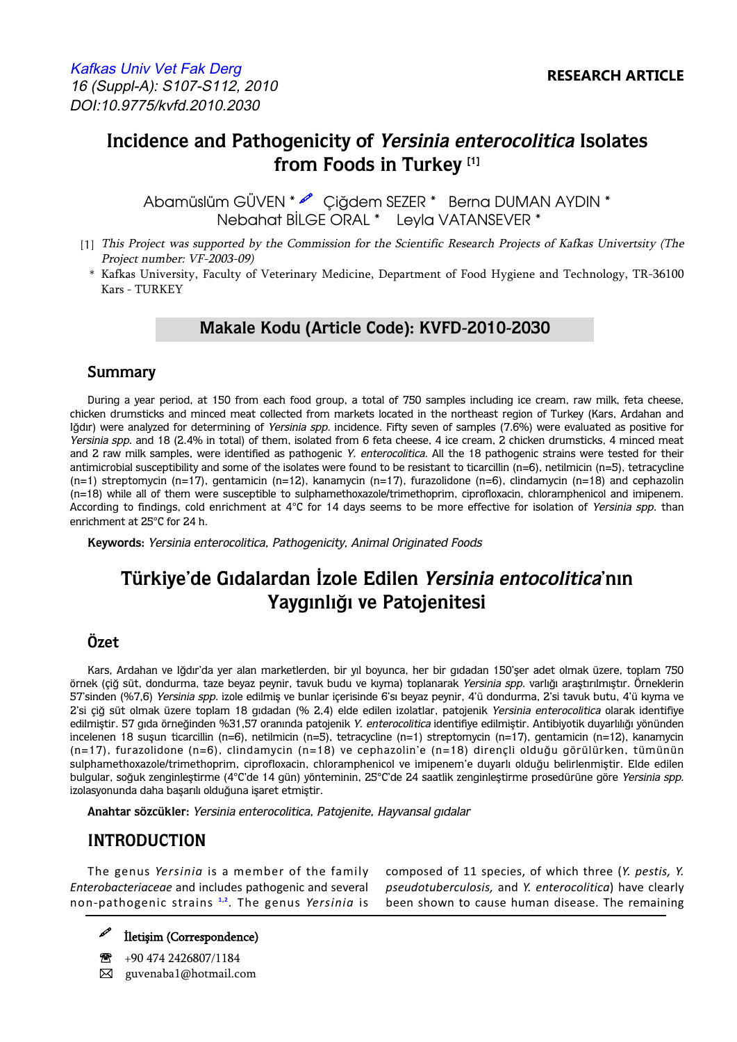**RESEARCH ARTICLE**

# Incidence and Pathogenicity of *Yersinia enterocolitica* Isolates from Foods in Turkey [1]

Abamüslüm GÜVEN * Çiğdem SEZER * Berna DUMAN AYDIN * Nebahat BİLGE ORAL * Leyla VATANSEVER *

[1] *This Project was supported by the Commission for the Scientific Research Projects of Kafkas Univertsity (The Project number: VF-2003-09)*

\* Kafkas University, Faculty of Veterinary Medicine, Department of Food Hygiene and Technology, TR-36100 Kars - TURKEY

**Makale Kodu (Article Code): KVFD-2010-2030**

## Summary

During a year period, at 150 from each food group, a total of 750 samples including ice cream, raw milk, feta cheese, chicken drumsticks and minced meat collected from markets located in the northeast region of Turkey (Kars, Ardahan and Iğdır) were analyzed for determining of *Yersinia spp.* incidence. Fifty seven of samples (7.6%) were evaluated as positive for *Yersinia spp.* and 18 (2.4% in total) of them, isolated from 6 feta cheese, 4 ice cream, 2 chicken drumsticks, 4 minced meat and 2 raw milk samples, were identified as pathogenic *Y. enterocolitica.* All the 18 pathogenic strains were tested for their antimicrobial susceptibility and some of the isolates were found to be resistant to ticarcillin (n=6), netilmicin (n=5), tetracycline (n=1) streptomycin (n=17), gentamicin (n=12), kanamycin (n=17), furazolidone (n=6), clindamycin (n=18) and cephazolin (n=18) while all of them were susceptible to sulphamethoxazole/trimethoprim, ciprofloxacin, chloramphenicol and imipenem. According to findings, cold enrichment at 4°C for 14 days seems to be more effective for isolation of *Yersinia spp.* than enrichment at 25°C for 24 h.

**Keywords:** *Yersinia enterocolitica, Pathogenicity, Animal Originated Foods*

# Türkiye'de Gıdalardan İzole Edilen *Yersinia entocolitica*'nın Yaygınlığı ve Patojenitesi

## Özet

Kars, Ardahan ve Iğdır'da yer alan marketlerden, bir yıl boyunca, her bir gıdadan 150'şer adet olmak üzere, toplam 750 örnek (çiğ süt, dondurma, taze beyaz peynir, tavuk budu ve kıyma) toplanarak *Yersinia spp.* varlığı araştırılmıştır. Örneklerin 57'sinden (%7,6) *Yersinia spp.* izole edilmiş ve bunlar içerisinde 6'sı beyaz peynir, 4'ü dondurma, 2'si tavuk butu, 4'ü kıyma ve 2'si çiğ süt olmak üzere toplam 18 gıdadan (% 2,4) elde edilen izolatlar, patojenik *Yersinia enterocolitica* olarak identifiye edilmiştir. 57 gıda örneğinden %31,57 oranında patojenik *Y. enterocolitica* identifiye edilmiştir. Antibiyotik duyarlılığı yönünden incelenen 18 suşun ticarcillin (n=6), netilmicin (n=5), tetracycline (n=1) streptomycin (n=17), gentamicin (n=12), kanamycin (n=17), furazolidone (n=6), clindamycin (n=18) ve cephazolin'e (n=18) dirençli olduğu görülürken, tümünün sulphamethoxazole/trimethoprim, ciprofloxacin, chloramphenicol ve imipenem'e duyarlı olduğu belirlenmiştir. Elde edilen bulgular, soğuk zenginleştirme (4°C'de 14 gün) yönteminin, 25°C'de 24 saatlik zenginleştirme prosedürüne göre *Yersinia spp.* izolasyonunda daha başarılı olduğuna işaret etmiştir.

**Anahtar sözcükler:** *Yersinia enterocolitica, Patojenite, Hayvansal gıdalar*

## INTRODUCTION

The genus *Yersinia* is a member of the family *Enterobacteriaceae* and includes pathogenic and several non-pathogenic strains [1,2]. The genus *Yersinia* is composed of 11 species, of which three (*Y. pestis, Y. pseudotuberculosis,* and *Y. enterocolitica*) have clearly been shown to cause human disease. The remaining

İletişim (Correspondence)

+90 474 2426807/1184

guvenaba1@hotmail.com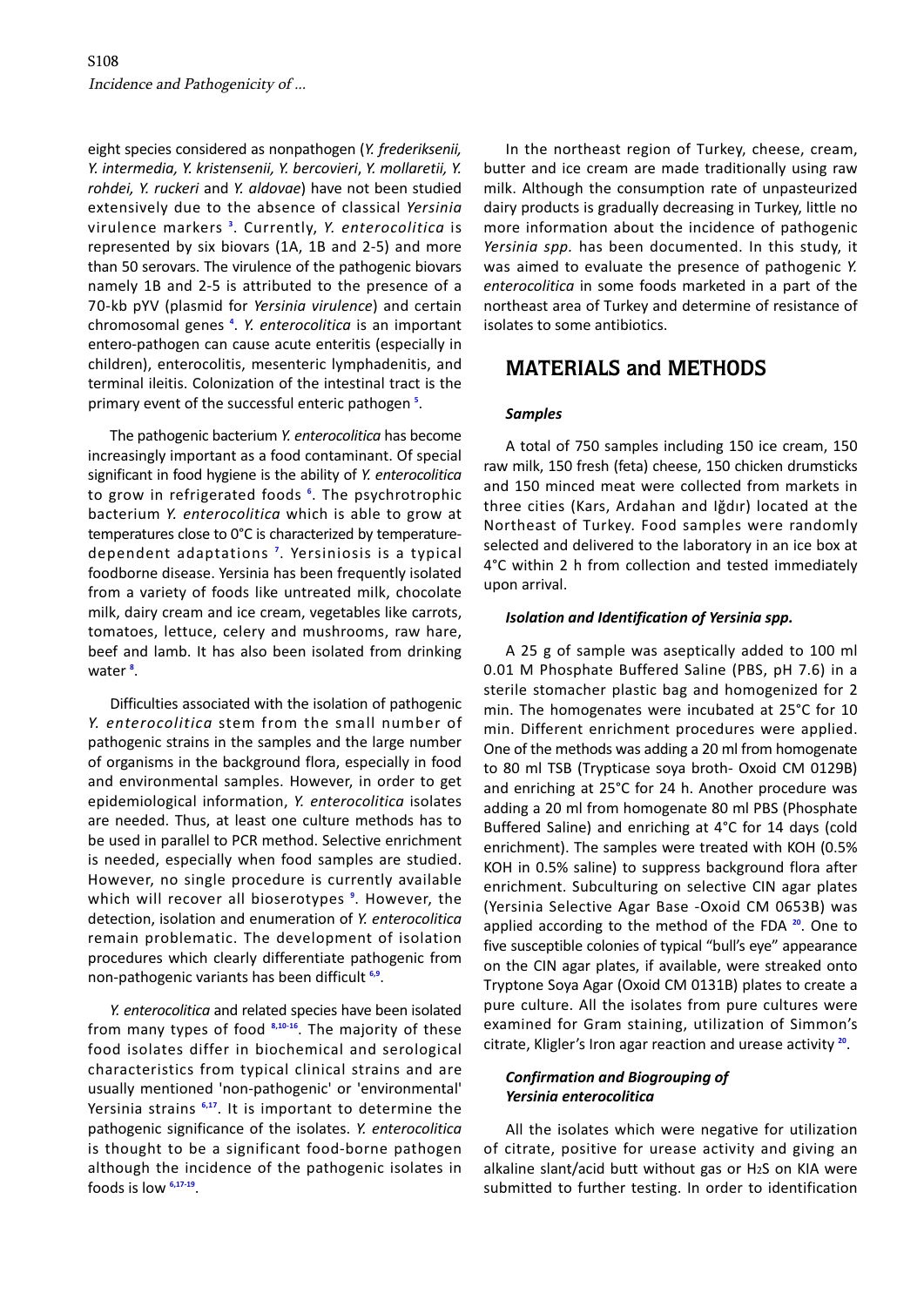eight species considered as nonpathogen (*Y. frederiksenii, Y. intermedia, Y. kristensenii, Y. bercovieri, Y. mollaretii, Y. rohdei, Y. ruckeri* and *Y. aldovae*) have not been studied extensively due to the absence of classical *Yersinia* virulence markers [3]. Currently, *Y. enterocolitica* is represented by six biovars (1A, 1B and 2-5) and more than 50 serovars. The virulence of the pathogenic biovars namely 1B and 2-5 is attributed to the presence of a 70-kb pYV (plasmid for *Yersinia virulence*) and certain chromosomal genes [4]. *Y. enterocolitica* is an important entero-pathogen can cause acute enteritis (especially in children), enterocolitis, mesenteric lymphadenitis, and terminal ileitis. Colonization of the intestinal tract is the primary event of the successful enteric pathogen [5].

The pathogenic bacterium *Y. enterocolitica* has become increasingly important as a food contaminant. Of special significant in food hygiene is the ability of *Y. enterocolitica* to grow in refrigerated foods [6]. The psychrotrophic bacterium *Y. enterocolitica* which is able to grow at temperatures close to 0°C is characterized by temperature-dependent adaptations [7]. Yersiniosis is a typical foodborne disease. Yersinia has been frequently isolated from a variety of foods like untreated milk, chocolate milk, dairy cream and ice cream, vegetables like carrots, tomatoes, lettuce, celery and mushrooms, raw hare, beef and lamb. It has also been isolated from drinking water [8].

Difficulties associated with the isolation of pathogenic *Y. enterocolitica* stem from the small number of pathogenic strains in the samples and the large number of organisms in the background flora, especially in food and environmental samples. However, in order to get epidemiological information, *Y. enterocolitica* isolates are needed. Thus, at least one culture methods has to be used in parallel to PCR method. Selective enrichment is needed, especially when food samples are studied. However, no single procedure is currently available which will recover all bioserotypes [9]. However, the detection, isolation and enumeration of *Y. enterocolitica* remain problematic. The development of isolation procedures which clearly differentiate pathogenic from non-pathogenic variants has been difficult [6,9].

*Y. enterocolitica* and related species have been isolated from many types of food [8,10-16]. The majority of these food isolates differ in biochemical and serological characteristics from typical clinical strains and are usually mentioned 'non-pathogenic' or 'environmental' Yersinia strains [6,17]. It is important to determine the pathogenic significance of the isolates. *Y. enterocolitica* is thought to be a significant food-borne pathogen although the incidence of the pathogenic isolates in foods is low [6,17-19].

In the northeast region of Turkey, cheese, cream, butter and ice cream are made traditionally using raw milk. Although the consumption rate of unpasteurized dairy products is gradually decreasing in Turkey, little no more information about the incidence of pathogenic *Yersinia spp.* has been documented. In this study, it was aimed to evaluate the presence of pathogenic *Y. enterocolitica* in some foods marketed in a part of the northeast area of Turkey and determine of resistance of isolates to some antibiotics.

## MATERIALS and METHODS

### *Samples*

A total of 750 samples including 150 ice cream, 150 raw milk, 150 fresh (feta) cheese, 150 chicken drumsticks and 150 minced meat were collected from markets in three cities (Kars, Ardahan and Iğdır) located at the Northeast of Turkey. Food samples were randomly selected and delivered to the laboratory in an ice box at 4°C within 2 h from collection and tested immediately upon arrival.

### *Isolation and Identification of Yersinia spp.*

A 25 g of sample was aseptically added to 100 ml 0.01 M Phosphate Buffered Saline (PBS, pH 7.6) in a sterile stomacher plastic bag and homogenized for 2 min. The homogenates were incubated at 25°C for 10 min. Different enrichment procedures were applied. One of the methods was adding a 20 ml from homogenate to 80 ml TSB (Trypticase soya broth- Oxoid CM 0129B) and enriching at 25°C for 24 h. Another procedure was adding a 20 ml from homogenate 80 ml PBS (Phosphate Buffered Saline) and enriching at 4°C for 14 days (cold enrichment). The samples were treated with KOH (0.5% KOH in 0.5% saline) to suppress background flora after enrichment. Subculturing on selective CIN agar plates (Yersinia Selective Agar Base -Oxoid CM 0653B) was applied according to the method of the FDA [20]. One to five susceptible colonies of typical "bull's eye" appearance on the CIN agar plates, if available, were streaked onto Tryptone Soya Agar (Oxoid CM 0131B) plates to create a pure culture. All the isolates from pure cultures were examined for Gram staining, utilization of Simmon's citrate, Kligler's Iron agar reaction and urease activity [20].

### *Confirmation and Biogrouping of Yersinia enterocolitica*

All the isolates which were negative for utilization of citrate, positive for urease activity and giving an alkaline slant/acid butt without gas or $H_2S$ on KIA were submitted to further testing. In order to identification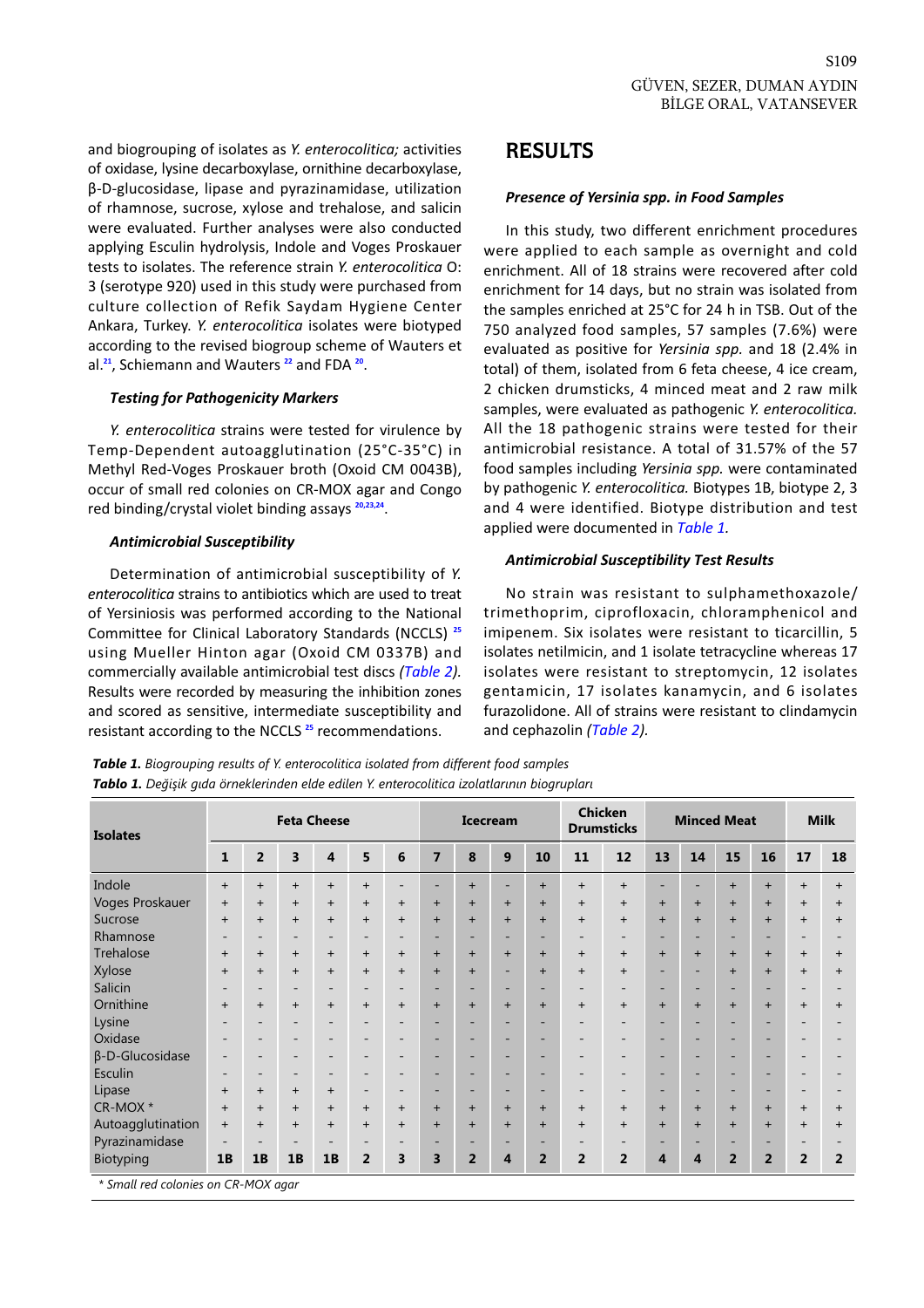and biogrouping of isolates as *Y. enterocolitica;* activities of oxidase, lysine decarboxylase, ornithine decarboxylase, β-D-glucosidase, lipase and pyrazinamidase, utilization of rhamnose, sucrose, xylose and trehalose, and salicin were evaluated. Further analyses were also conducted applying Esculin hydrolysis, Indole and Voges Proskauer tests to isolates. The reference strain *Y. enterocolitica* O: 3 (serotype 920) used in this study were purchased from culture collection of Refik Saydam Hygiene Center Ankara, Turkey. *Y. enterocolitica* isolates were biotyped according to the revised biogroup scheme of Wauters et al.[21], Schiemann and Wauters [22] and FDA [20].

### Testing for Pathogenicity Markers

*Y. enterocolitica* strains were tested for virulence by Temp-Dependent autoagglutination (25°C-35°C) in Methyl Red-Voges Proskauer broth (Oxoid CM 0043B), occur of small red colonies on CR-MOX agar and Congo red binding/crystal violet binding assays [20,23,24].

### Antimicrobial Susceptibility

Determination of antimicrobial susceptibility of *Y. enterocolitica* strains to antibiotics which are used to treat of Yersiniosis was performed according to the National Committee for Clinical Laboratory Standards (NCCLS) [25] using Mueller Hinton agar (Oxoid CM 0337B) and commercially available antimicrobial test discs *(Table 2)*. Results were recorded by measuring the inhibition zones and scored as sensitive, intermediate susceptibility and resistant according to the NCCLS [25] recommendations.

## RESULTS

### Presence of Yersinia spp. in Food Samples

In this study, two different enrichment procedures were applied to each sample as overnight and cold enrichment. All of 18 strains were recovered after cold enrichment for 14 days, but no strain was isolated from the samples enriched at 25°C for 24 h in TSB. Out of the 750 analyzed food samples, 57 samples (7.6%) were evaluated as positive for *Yersinia spp.* and 18 (2.4% in total) of them, isolated from 6 feta cheese, 4 ice cream, 2 chicken drumsticks, 4 minced meat and 2 raw milk samples, were evaluated as pathogenic *Y. enterocolitica.* All the 18 pathogenic strains were tested for their antimicrobial resistance. A total of 31.57% of the 57 food samples including *Yersinia spp.* were contaminated by pathogenic *Y. enterocolitica.* Biotypes 1B, biotype 2, 3 and 4 were identified. Biotype distribution and test applied were documented in *Table 1*.

### Antimicrobial Susceptibility Test Results

No strain was resistant to sulphamethoxazole/trimethoprim, ciprofloxacin, chloramphenicol and imipenem. Six isolates were resistant to ticarcillin, 5 isolates netilmicin, and 1 isolate tetracycline whereas 17 isolates were resistant to streptomycin, 12 isolates gentamicin, 17 isolates kanamycin, and 6 isolates furazolidone. All of strains were resistant to clindamycin and cephazolin *(Table 2)*.

***Table 1.*** *Biogrouping results of Y. enterocolitica isolated from different food samples*
***Tablo 1.*** *Değişik gıda örneklerinden elde edilen Y. enterocolitica izolatlarının biogrupları*

| Isolates | Feta Cheese | | | | | | Icecream | | | | Chicken Drumsticks | | Minced Meat | | | | Milk | |
|---|---|---|---|---|---|---|---|---|---|---|---|---|---|---|---|---|---|---|
| | 1 | 2 | 3 | 4 | 5 | 6 | 7 | 8 | 9 | 10 | 11 | 12 | 13 | 14 | 15 | 16 | 17 | 18 |
| Indole | + | + | + | + | + | + | - | + | - | + | + | + | - | - | + | + | + | + |
| Voges Proskauer | + | + | + | + | + | + | + | + | + | + | + | + | + | + | + | + | + | + |
| Sucrose | + | + | + | + | + | + | + | + | + | + | + | + | + | + | + | + | + | + |
| Rhamnose | - | - | - | - | - | - | - | - | - | - | - | - | - | - | - | - | - | - |
| Trehalose | + | + | + | + | + | + | + | + | + | + | + | + | + | + | + | + | + | + |
| Xylose | + | + | + | + | + | + | + | + | - | + | + | + | - | - | + | + | + | + |
| Salicin | - | - | - | - | - | - | - | - | - | - | - | - | - | - | - | - | - | - |
| Ornithine | + | + | + | + | + | + | + | + | + | + | + | + | + | + | + | + | + | + |
| Lysine | - | - | - | - | - | - | - | - | - | - | - | - | - | - | - | - | - | - |
| Oxidase | - | - | - | - | - | - | - | - | - | - | - | - | - | - | - | - | - | - |
| β-D-Glucosidase | - | - | - | - | - | - | - | - | - | - | - | - | - | - | - | - | - | - |
| Esculin | - | - | - | - | - | - | - | - | - | - | - | - | - | - | - | - | - | - |
| Lipase | + | + | + | + | - | - | - | - | - | - | - | - | - | - | - | - | - | - |
| CR-MOX * | + | + | + | + | + | + | + | + | + | + | + | + | + | + | + | + | + | + |
| Autoagglutination | + | + | + | + | + | + | + | + | + | + | + | + | + | + | + | + | + | + |
| Pyrazinamidase | - | - | - | - | - | - | - | - | - | - | - | - | - | - | - | - | - | - |
| Biotyping | 1B | 1B | 1B | 1B | 2 | 3 | 3 | 2 | 4 | 2 | 2 | 2 | 4 | 4 | 2 | 2 | 2 | 2 |

*\* Small red colonies on CR-MOX agar*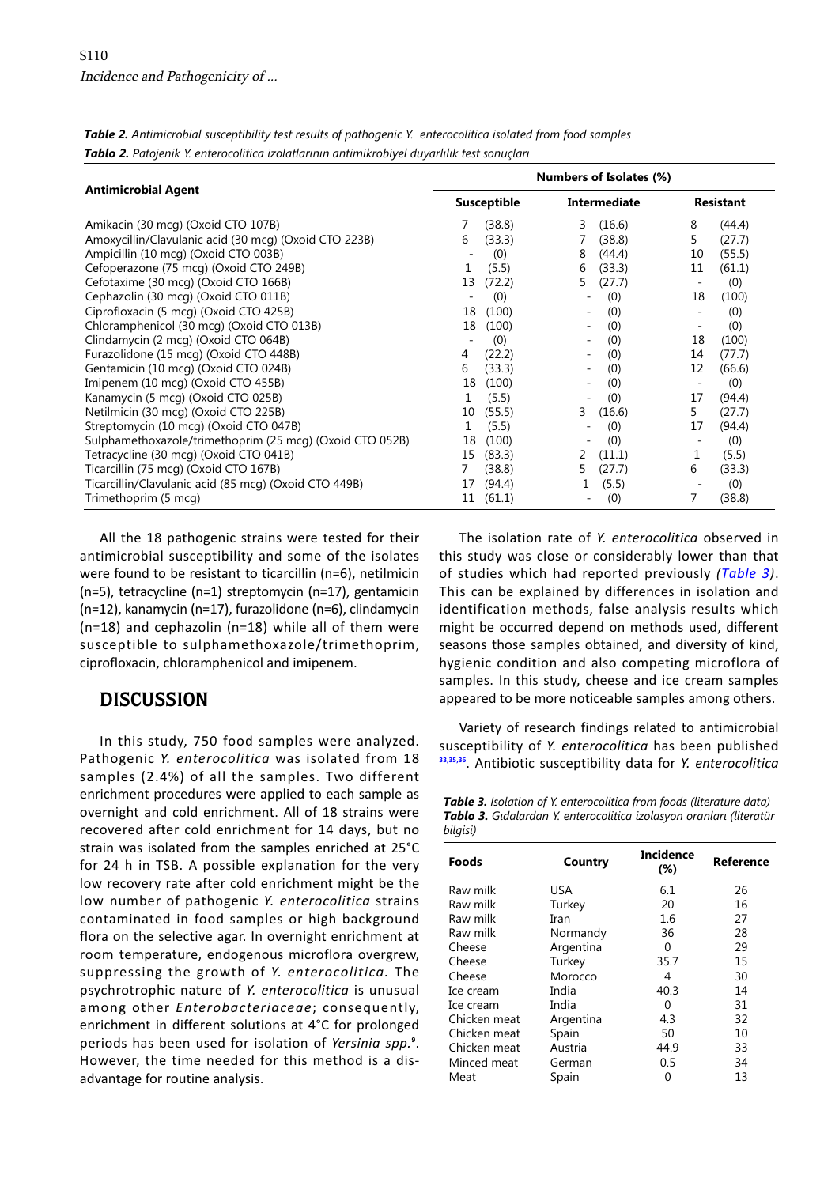***Table 2.*** *Antimicrobial susceptibility test results of pathogenic Y. enterocolitica isolated from food samples*

***Tablo 2.*** *Patojenik Y. enterocolitica izolatlarının antimikrobiyel duyarlılık test sonuçları*

| Antimicrobial Agent | Numbers of Isolates (%) | | |
|---|---|---|---|
| | Susceptible | Intermediate | Resistant |
| Amikacin (30 mcg) (Oxoid CTO 107B) | 7 (38.8) | 3 (16.6) | 8 (44.4) |
| Amoxycillin/Clavulanic acid (30 mcg) (Oxoid CTO 223B) | 6 (33.3) | 7 (38.8) | 5 (27.7) |
| Ampicillin (10 mcg) (Oxoid CTO 003B) | - (0) | 8 (44.4) | 10 (55.5) |
| Cefoperazone (75 mcg) (Oxoid CTO 249B) | 1 (5.5) | 6 (33.3) | 11 (61.1) |
| Cefotaxime (30 mcg) (Oxoid CTO 166B) | 13 (72.2) | 5 (27.7) | - (0) |
| Cephazolin (30 mcg) (Oxoid CTO 011B) | - (0) | - (0) | 18 (100) |
| Ciprofloxacin (5 mcg) (Oxoid CTO 425B) | 18 (100) | - (0) | - (0) |
| Chloramphenicol (30 mcg) (Oxoid CTO 013B) | 18 (100) | - (0) | - (0) |
| Clindamycin (2 mcg) (Oxoid CTO 064B) | - (0) | - (0) | 18 (100) |
| Furazolidone (15 mcg) (Oxoid CTO 448B) | 4 (22.2) | - (0) | 14 (77.7) |
| Gentamicin (10 mcg) (Oxoid CTO 024B) | 6 (33.3) | - (0) | 12 (66.6) |
| Imipenem (10 mcg) (Oxoid CTO 455B) | 18 (100) | - (0) | - (0) |
| Kanamycin (5 mcg) (Oxoid CTO 025B) | 1 (5.5) | - (0) | 17 (94.4) |
| Netilmicin (30 mcg) (Oxoid CTO 225B) | 10 (55.5) | 3 (16.6) | 5 (27.7) |
| Streptomycin (10 mcg) (Oxoid CTO 047B) | 1 (5.5) | - (0) | 17 (94.4) |
| Sulphamethoxazole/trimethoprim (25 mcg) (Oxoid CTO 052B) | 18 (100) | - (0) | - (0) |
| Tetracycline (30 mcg) (Oxoid CTO 041B) | 15 (83.3) | 2 (11.1) | 1 (5.5) |
| Ticarcillin (75 mcg) (Oxoid CTO 167B) | 7 (38.8) | 5 (27.7) | 6 (33.3) |
| Ticarcillin/Clavulanic acid (85 mcg) (Oxoid CTO 449B) | 17 (94.4) | 1 (5.5) | - (0) |
| Trimethoprim (5 mcg) | 11 (61.1) | - (0) | 7 (38.8) |

All the 18 pathogenic strains were tested for their antimicrobial susceptibility and some of the isolates were found to be resistant to ticarcillin (n=6), netilmicin (n=5), tetracycline (n=1) streptomycin (n=17), gentamicin (n=12), kanamycin (n=17), furazolidone (n=6), clindamycin (n=18) and cephazolin (n=18) while all of them were susceptible to sulphamethoxazole/trimethoprim, ciprofloxacin, chloramphenicol and imipenem.

## DISCUSSION

In this study, 750 food samples were analyzed. Pathogenic *Y. enterocolitica* was isolated from 18 samples (2.4%) of all the samples. Two different enrichment procedures were applied to each sample as overnight and cold enrichment. All of 18 strains were recovered after cold enrichment for 14 days, but no strain was isolated from the samples enriched at 25°C for 24 h in TSB. A possible explanation for the very low recovery rate after cold enrichment might be the low number of pathogenic *Y. enterocolitica* strains contaminated in food samples or high background flora on the selective agar. In overnight enrichment at room temperature, endogenous microflora overgrew, suppressing the growth of *Y. enterocolitica*. The psychrotrophic nature of *Y. enterocolitica* is unusual among other *Enterobacteriaceae*; consequently, enrichment in different solutions at 4°C for prolonged periods has been used for isolation of *Yersinia spp.*[9]. However, the time needed for this method is a disadvantage for routine analysis.

The isolation rate of *Y. enterocolitica* observed in this study was close or considerably lower than that of studies which had reported previously *(Table 3)*. This can be explained by differences in isolation and identification methods, false analysis results which might be occurred depend on methods used, different seasons those samples obtained, and diversity of kind, hygienic condition and also competing microflora of samples. In this study, cheese and ice cream samples appeared to be more noticeable samples among others.

Variety of research findings related to antimicrobial susceptibility of *Y. enterocolitica* has been published [33,35,36]. Antibiotic susceptibility data for *Y. enterocolitica*

***Table 3.*** *Isolation of Y. enterocolitica from foods (literature data)*

***Tablo 3.*** *Gıdalardan Y. enterocolitica izolasyon oranları (literatür bilgisi)*

| Foods | Country | Incidence (%) | Reference |
|---|---|---|---|
| Raw milk | USA | 6.1 | 26 |
| Raw milk | Turkey | 20 | 16 |
| Raw milk | Iran | 1.6 | 27 |
| Raw milk | Normandy | 36 | 28 |
| Cheese | Argentina | 0 | 29 |
| Cheese | Turkey | 35.7 | 15 |
| Cheese | Morocco | 4 | 30 |
| Ice cream | India | 40.3 | 14 |
| Ice cream | India | 0 | 31 |
| Chicken meat | Argentina | 4.3 | 32 |
| Chicken meat | Spain | 50 | 10 |
| Chicken meat | Austria | 44.9 | 33 |
| Minced meat | German | 0.5 | 34 |
| Meat | Spain | 0 | 13 |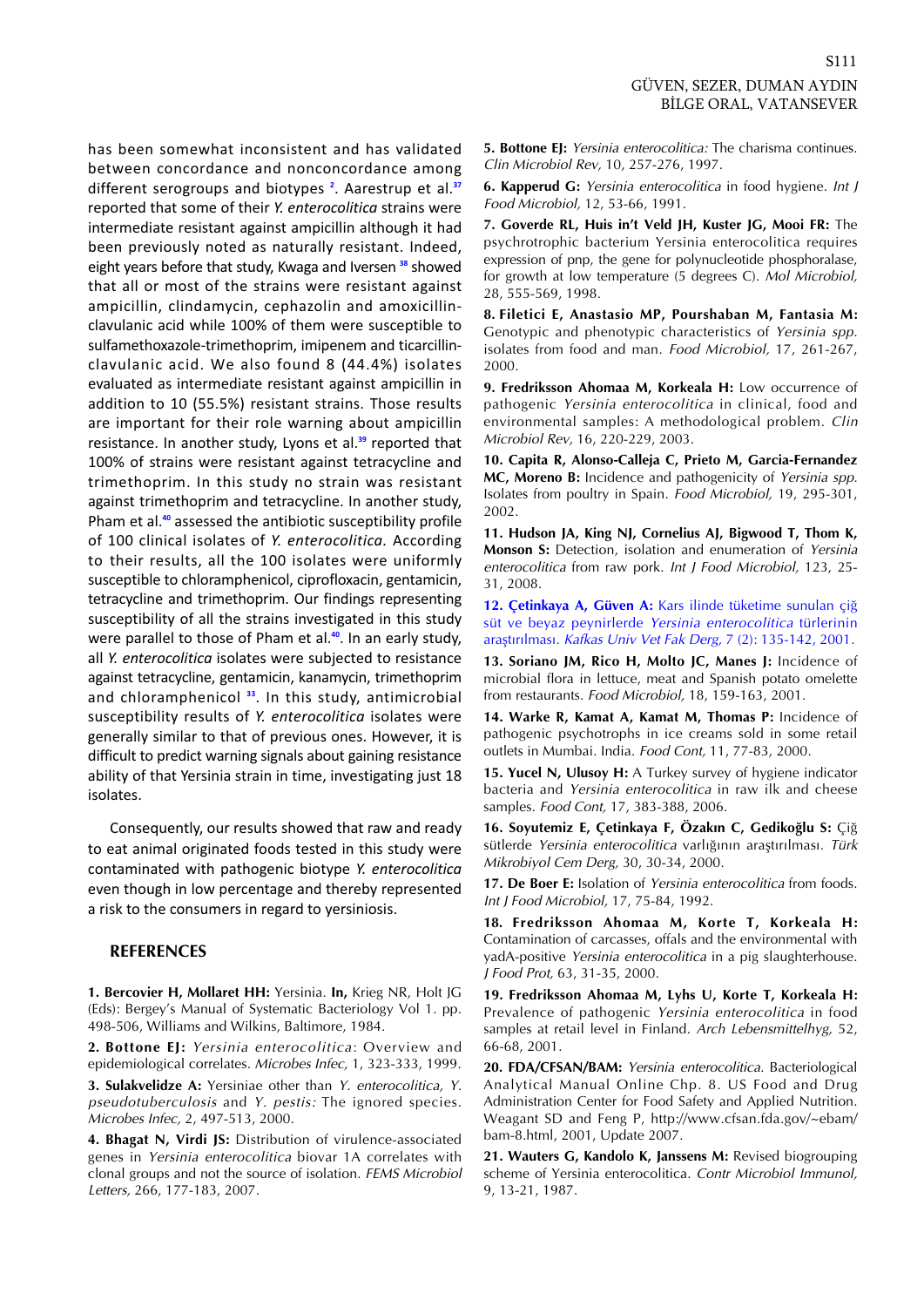has been somewhat inconsistent and has validated between concordance and nonconcordance among different serogroups and biotypes [2]. Aarestrup et al.[37] reported that some of their *Y. enterocolitica* strains were intermediate resistant against ampicillin although it had been previously noted as naturally resistant. Indeed, eight years before that study, Kwaga and Iversen [38] showed that all or most of the strains were resistant against ampicillin, clindamycin, cephazolin and amoxicillin-clavulanic acid while 100% of them were susceptible to sulfamethoxazole-trimethoprim, imipenem and ticarcillin-clavulanic acid. We also found 8 (44.4%) isolates evaluated as intermediate resistant against ampicillin in addition to 10 (55.5%) resistant strains. Those results are important for their role warning about ampicillin resistance. In another study, Lyons et al.[39] reported that 100% of strains were resistant against tetracycline and trimethoprim. In this study no strain was resistant against trimethoprim and tetracycline. In another study, Pham et al.[40] assessed the antibiotic susceptibility profile of 100 clinical isolates of *Y. enterocolitica*. According to their results, all the 100 isolates were uniformly susceptible to chloramphenicol, ciprofloxacin, gentamicin, tetracycline and trimethoprim. Our findings representing susceptibility of all the strains investigated in this study were parallel to those of Pham et al.[40]. In an early study, all *Y. enterocolitica* isolates were subjected to resistance against tetracycline, gentamicin, kanamycin, trimethoprim and chloramphenicol [33]. In this study, antimicrobial susceptibility results of *Y. enterocolitica* isolates were generally similar to that of previous ones. However, it is difficult to predict warning signals about gaining resistance ability of that Yersinia strain in time, investigating just 18 isolates.

Consequently, our results showed that raw and ready to eat animal originated foods tested in this study were contaminated with pathogenic biotype *Y. enterocolitica* even though in low percentage and thereby represented a risk to the consumers in regard to yersiniosis.

## REFERENCES

**1. Bercovier H, Mollaret HH:** Yersinia. **In,** Krieg NR, Holt JG (Eds): Bergey's Manual of Systematic Bacteriology Vol 1. pp. 498-506, Williams and Wilkins, Baltimore, 1984.

**2. Bottone EJ:** *Yersinia enterocolitica*: Overview and epidemiological correlates. *Microbes Infec,* 1, 323-333, 1999.

**3. Sulakvelidze A:** Yersiniae other than *Y. enterocolitica, Y. pseudotuberculosis* and *Y. pestis:* The ignored species. *Microbes Infec,* 2, 497-513, 2000.

**4. Bhagat N, Virdi JS:** Distribution of virulence-associated genes in *Yersinia enterocolitica* biovar 1A correlates with clonal groups and not the source of isolation. *FEMS Microbiol Letters,* 266, 177-183, 2007.

**5. Bottone EJ:** *Yersinia enterocolitica:* The charisma continues. *Clin Microbiol Rev,* 10, 257-276, 1997.

**6. Kapperud G:** *Yersinia enterocolitica* in food hygiene. *Int J Food Microbiol,* 12, 53-66, 1991.

**7. Goverde RL, Huis in't Veld JH, Kuster JG, Mooi FR:** The psychrotrophic bacterium Yersinia enterocolitica requires expression of pnp, the gene for polynucleotide phosphoralase, for growth at low temperature (5 degrees C). *Mol Microbiol,* 28, 555-569, 1998.

**8. Filetici E, Anastasio MP, Pourshaban M, Fantasia M:** Genotypic and phenotypic characteristics of *Yersinia spp.* isolates from food and man. *Food Microbiol,* 17, 261-267, 2000.

**9. Fredriksson Ahomaa M, Korkeala H:** Low occurrence of pathogenic *Yersinia enterocolitica* in clinical, food and environmental samples: A methodological problem. *Clin Microbiol Rev,* 16, 220-229, 2003.

**10. Capita R, Alonso-Calleja C, Prieto M, Garcia-Fernandez MC, Moreno B:** Incidence and pathogenicity of *Yersinia spp.* Isolates from poultry in Spain. *Food Microbiol,* 19, 295-301, 2002.

**11. Hudson JA, King NJ, Cornelius AJ, Bigwood T, Thom K, Monson S:** Detection, isolation and enumeration of *Yersinia enterocolitica* from raw pork. *Int J Food Microbiol,* 123, 25-31, 2008.

**12. Çetinkaya A, Güven A:** Kars ilinde tüketime sunulan çiğ süt ve beyaz peynirlerde *Yersinia enterocolitica* türlerinin araştırılması. *Kafkas Univ Vet Fak Derg,* 7 (2): 135-142, 2001.

**13. Soriano JM, Rico H, Molto JC, Manes J:** Incidence of microbial flora in lettuce, meat and Spanish potato omelette from restaurants. *Food Microbiol,* 18, 159-163, 2001.

**14. Warke R, Kamat A, Kamat M, Thomas P:** Incidence of pathogenic psychotrophs in ice creams sold in some retail outlets in Mumbai. India. *Food Cont,* 11, 77-83, 2000.

**15. Yucel N, Ulusoy H:** A Turkey survey of hygiene indicator bacteria and *Yersinia enterocolitica* in raw ilk and cheese samples. *Food Cont,* 17, 383-388, 2006.

**16. Soyutemiz E, Çetinkaya F, Özakın C, Gedikoğlu S:** Çiğ sütlerde *Yersinia enterocolitica* varlığının araştırılması. *Türk Mikrobiyol Cem Derg,* 30, 30-34, 2000.

**17. De Boer E:** Isolation of *Yersinia enterocolitica* from foods. *Int J Food Microbiol,* 17, 75-84, 1992.

**18. Fredriksson Ahomaa M, Korte T, Korkeala H:** Contamination of carcasses, offals and the environmental with yadA-positive *Yersinia enterocolitica* in a pig slaughterhouse. *J Food Prot,* 63, 31-35, 2000.

**19. Fredriksson Ahomaa M, Lyhs U, Korte T, Korkeala H:** Prevalence of pathogenic *Yersinia enterocolitica* in food samples at retail level in Finland. *Arch Lebensmittelhyg,* 52, 66-68, 2001.

**20. FDA/CFSAN/BAM:** *Yersinia enterocolitica.* Bacteriological Analytical Manual Online Chp. 8. US Food and Drug Administration Center for Food Safety and Applied Nutrition. Weagant SD and Feng P, http://www.cfsan.fda.gov/~ebam/bam-8.html, 2001, Update 2007.

**21. Wauters G, Kandolo K, Janssens M:** Revised biogrouping scheme of Yersinia enterocolitica. *Contr Microbiol Immunol,* 9, 13-21, 1987.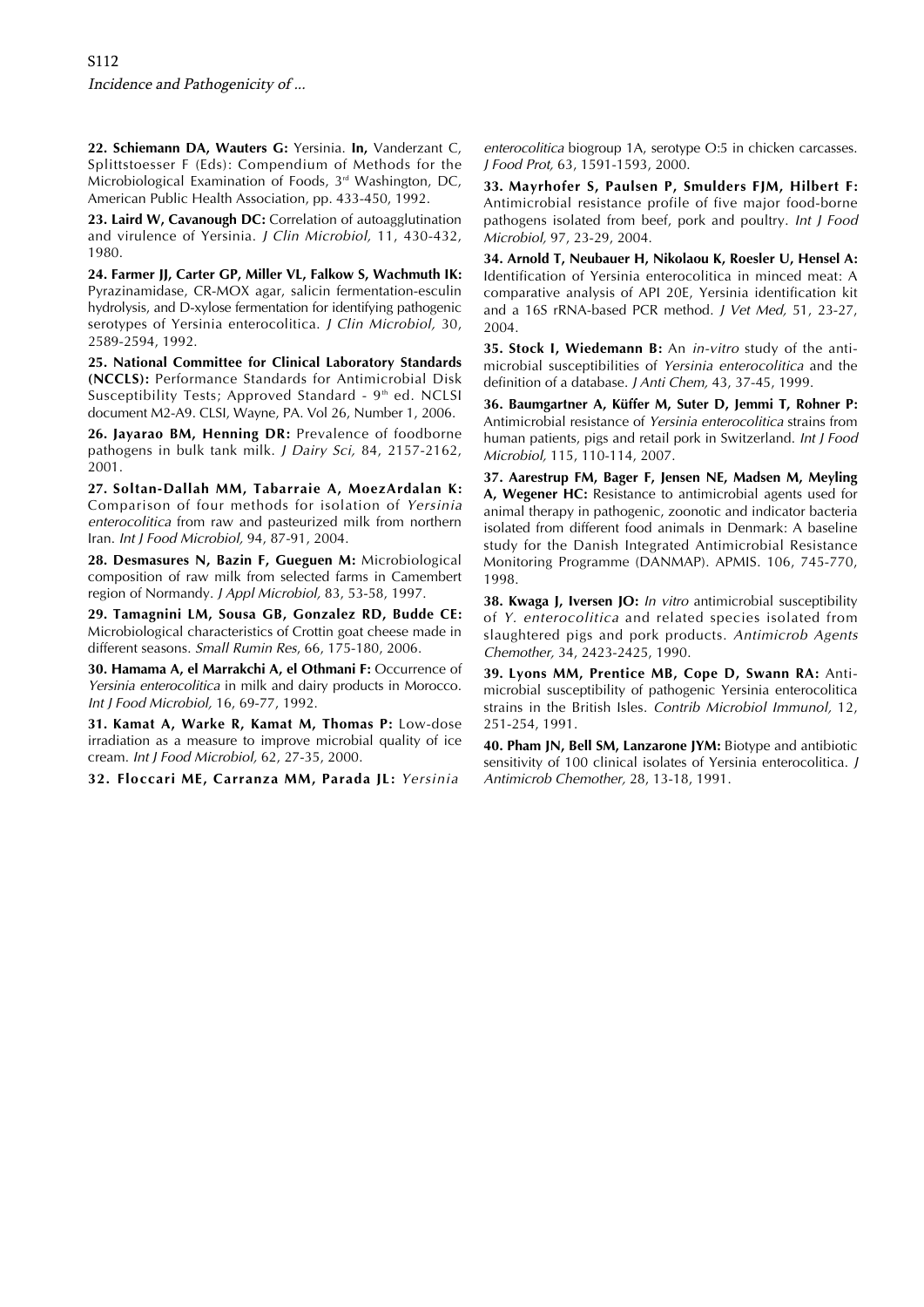**22. Schiemann DA, Wauters G:** Yersinia. **In,** Vanderzant C, Splittstoesser F (Eds): Compendium of Methods for the Microbiological Examination of Foods, 3rd Washington, DC, American Public Health Association, pp. 433-450, 1992.

**23. Laird W, Cavanough DC:** Correlation of autoagglutination and virulence of Yersinia. *J Clin Microbiol,* 11, 430-432, 1980.

**24. Farmer JJ, Carter GP, Miller VL, Falkow S, Wachmuth IK:** Pyrazinamidase, CR-MOX agar, salicin fermentation-esculin hydrolysis, and D-xylose fermentation for identifying pathogenic serotypes of Yersinia enterocolitica. *J Clin Microbiol,* 30, 2589-2594, 1992.

**25. National Committee for Clinical Laboratory Standards (NCCLS):** Performance Standards for Antimicrobial Disk Susceptibility Tests; Approved Standard - 9th ed. NCLSI document M2-A9. CLSI, Wayne, PA. Vol 26, Number 1, 2006.

**26. Jayarao BM, Henning DR:** Prevalence of foodborne pathogens in bulk tank milk. *J Dairy Sci,* 84, 2157-2162, 2001.

**27. Soltan-Dallah MM, Tabarraie A, MoezArdalan K:** Comparison of four methods for isolation of *Yersinia enterocolitica* from raw and pasteurized milk from northern Iran. *Int J Food Microbiol,* 94, 87-91, 2004.

**28. Desmasures N, Bazin F, Gueguen M:** Microbiological composition of raw milk from selected farms in Camembert region of Normandy. *J Appl Microbiol,* 83, 53-58, 1997.

**29. Tamagnini LM, Sousa GB, Gonzalez RD, Budde CE:** Microbiological characteristics of Crottin goat cheese made in different seasons. *Small Rumin Res,* 66, 175-180, 2006.

**30. Hamama A, el Marrakchi A, el Othmani F:** Occurrence of *Yersinia enterocolitica* in milk and dairy products in Morocco. *Int J Food Microbiol,* 16, 69-77, 1992.

**31. Kamat A, Warke R, Kamat M, Thomas P:** Low-dose irradiation as a measure to improve microbial quality of ice cream. *Int J Food Microbiol,* 62, 27-35, 2000.

**32. Floccari ME, Carranza MM, Parada JL:** *Yersinia enterocolitica* biogroup 1A, serotype O:5 in chicken carcasses. *J Food Prot,* 63, 1591-1593, 2000.

**33. Mayrhofer S, Paulsen P, Smulders FJM, Hilbert F:** Antimicrobial resistance profile of five major food-borne pathogens isolated from beef, pork and poultry. *Int J Food Microbiol,* 97, 23-29, 2004.

**34. Arnold T, Neubauer H, Nikolaou K, Roesler U, Hensel A:** Identification of Yersinia enterocolitica in minced meat: A comparative analysis of API 20E, Yersinia identification kit and a 16S rRNA-based PCR method. *J Vet Med,* 51, 23-27, 2004.

**35. Stock I, Wiedemann B:** An *in-vitro* study of the antimicrobial susceptibilities of *Yersinia enterocolitica* and the definition of a database. *J Anti Chem,* 43, 37-45, 1999.

**36. Baumgartner A, Küffer M, Suter D, Jemmi T, Rohner P:** Antimicrobial resistance of *Yersinia enterocolitica* strains from human patients, pigs and retail pork in Switzerland. *Int J Food Microbiol,* 115, 110-114, 2007.

**37. Aarestrup FM, Bager F, Jensen NE, Madsen M, Meyling A, Wegener HC:** Resistance to antimicrobial agents used for animal therapy in pathogenic, zoonotic and indicator bacteria isolated from different food animals in Denmark: A baseline study for the Danish Integrated Antimicrobial Resistance Monitoring Programme (DANMAP). APMIS. 106, 745-770, 1998.

**38. Kwaga J, Iversen JO:** *In vitro* antimicrobial susceptibility of *Y. enterocolitica* and related species isolated from slaughtered pigs and pork products. *Antimicrob Agents Chemother,* 34, 2423-2425, 1990.

**39. Lyons MM, Prentice MB, Cope D, Swann RA:** Antimicrobial susceptibility of pathogenic Yersinia enterocolitica strains in the British Isles. *Contrib Microbiol Immunol,* 12, 251-254, 1991.

**40. Pham JN, Bell SM, Lanzarone JYM:** Biotype and antibiotic sensitivity of 100 clinical isolates of Yersinia enterocolitica. *J Antimicrob Chemother,* 28, 13-18, 1991.